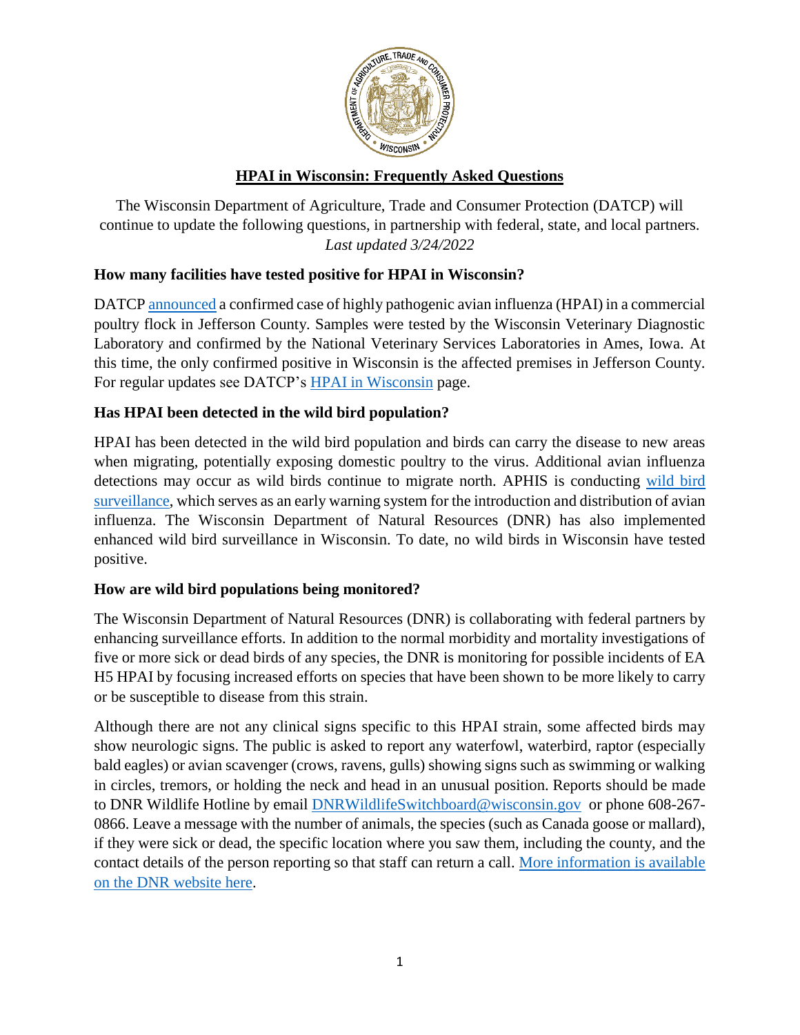# HPAI in Wisconsin: Frequently Asked Questions

The Wisconsin Department of Agriculture, Trade and Consumer Protection (DATCP) will continue to update the following questions, in partnership with federal, state, and local partners. *Last updated 3/24/2022*

## How many facilities have tested positive for HPAI in Wisconsin?

DATCP announced a confirmed case of highly pathogenic avian influenza (HPAI) in a commercial poultry flock in Jefferson County. Samples were tested by the Wisconsin Veterinary Diagnostic Laboratory and confirmed by the National Veterinary Services Laboratories in Ames, Iowa. At this time, the only confirmed positive in Wisconsin is the affected premises in Jefferson County. For regular updates see DATCP's HPAI in Wisconsin page.

## Has HPAI been detected in the wild bird population?

HPAI has been detected in the wild bird population and birds can carry the disease to new areas when migrating, potentially exposing domestic poultry to the virus. Additional avian influenza detections may occur as wild birds continue to migrate north. APHIS is conducting wild bird surveillance, which serves as an early warning system for the introduction and distribution of avian influenza. The Wisconsin Department of Natural Resources (DNR) has also implemented enhanced wild bird surveillance in Wisconsin. To date, no wild birds in Wisconsin have tested positive.

## How are wild bird populations being monitored?

The Wisconsin Department of Natural Resources (DNR) is collaborating with federal partners by enhancing surveillance efforts. In addition to the normal morbidity and mortality investigations of five or more sick or dead birds of any species, the DNR is monitoring for possible incidents of EA H5 HPAI by focusing increased efforts on species that have been shown to be more likely to carry or be susceptible to disease from this strain.

Although there are not any clinical signs specific to this HPAI strain, some affected birds may show neurologic signs. The public is asked to report any waterfowl, waterbird, raptor (especially bald eagles) or avian scavenger (crows, ravens, gulls) showing signs such as swimming or walking in circles, tremors, or holding the neck and head in an unusual position. Reports should be made to DNR Wildlife Hotline by email DNRWildlifeSwitchboard@wisconsin.gov or phone 608-267-0866. Leave a message with the number of animals, the species (such as Canada goose or mallard), if they were sick or dead, the specific location where you saw them, including the county, and the contact details of the person reporting so that staff can return a call. More information is available on the DNR website here.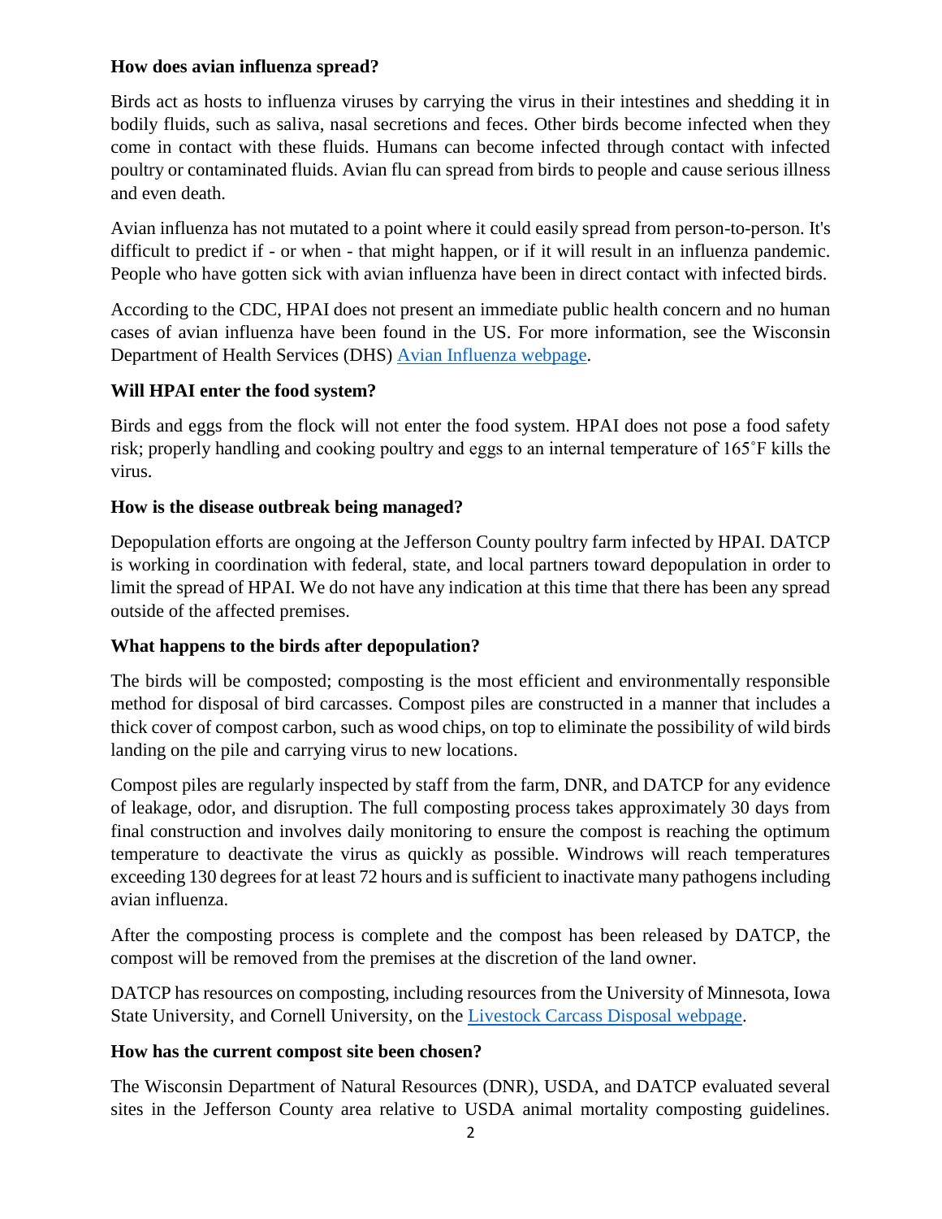## How does avian influenza spread?

Birds act as hosts to influenza viruses by carrying the virus in their intestines and shedding it in bodily fluids, such as saliva, nasal secretions and feces. Other birds become infected when they come in contact with these fluids. Humans can become infected through contact with infected poultry or contaminated fluids. Avian flu can spread from birds to people and cause serious illness and even death.

Avian influenza has not mutated to a point where it could easily spread from person-to-person. It's difficult to predict if - or when - that might happen, or if it will result in an influenza pandemic. People who have gotten sick with avian influenza have been in direct contact with infected birds.

According to the CDC, HPAI does not present an immediate public health concern and no human cases of avian influenza have been found in the US. For more information, see the Wisconsin Department of Health Services (DHS) [Avian Influenza webpage](#).

## Will HPAI enter the food system?

Birds and eggs from the flock will not enter the food system. HPAI does not pose a food safety risk; properly handling and cooking poultry and eggs to an internal temperature of 165˚F kills the virus.

## How is the disease outbreak being managed?

Depopulation efforts are ongoing at the Jefferson County poultry farm infected by HPAI. DATCP is working in coordination with federal, state, and local partners toward depopulation in order to limit the spread of HPAI. We do not have any indication at this time that there has been any spread outside of the affected premises.

## What happens to the birds after depopulation?

The birds will be composted; composting is the most efficient and environmentally responsible method for disposal of bird carcasses. Compost piles are constructed in a manner that includes a thick cover of compost carbon, such as wood chips, on top to eliminate the possibility of wild birds landing on the pile and carrying virus to new locations.

Compost piles are regularly inspected by staff from the farm, DNR, and DATCP for any evidence of leakage, odor, and disruption. The full composting process takes approximately 30 days from final construction and involves daily monitoring to ensure the compost is reaching the optimum temperature to deactivate the virus as quickly as possible. Windrows will reach temperatures exceeding 130 degrees for at least 72 hours and is sufficient to inactivate many pathogens including avian influenza.

After the composting process is complete and the compost has been released by DATCP, the compost will be removed from the premises at the discretion of the land owner.

DATCP has resources on composting, including resources from the University of Minnesota, Iowa State University, and Cornell University, on the [Livestock Carcass Disposal webpage](#).

## How has the current compost site been chosen?

The Wisconsin Department of Natural Resources (DNR), USDA, and DATCP evaluated several sites in the Jefferson County area relative to USDA animal mortality composting guidelines.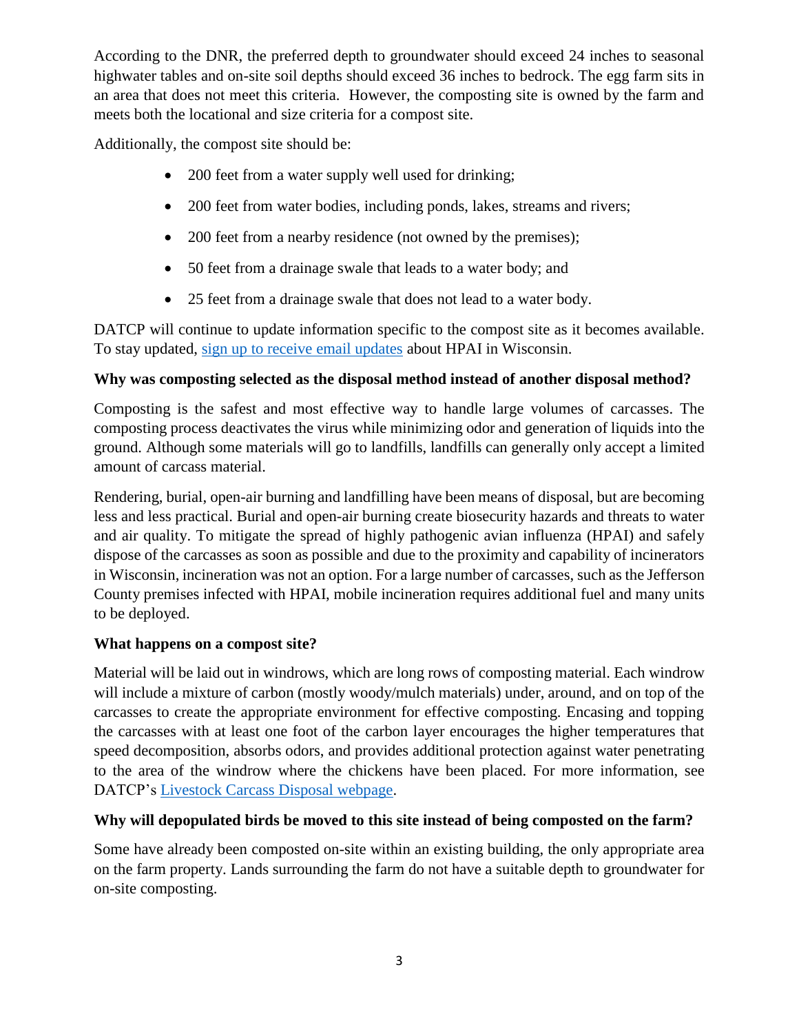According to the DNR, the preferred depth to groundwater should exceed 24 inches to seasonal highwater tables and on-site soil depths should exceed 36 inches to bedrock. The egg farm sits in an area that does not meet this criteria. However, the composting site is owned by the farm and meets both the locational and size criteria for a compost site.

Additionally, the compost site should be:

- 200 feet from a water supply well used for drinking;
- 200 feet from water bodies, including ponds, lakes, streams and rivers;
- 200 feet from a nearby residence (not owned by the premises);
- 50 feet from a drainage swale that leads to a water body; and
- 25 feet from a drainage swale that does not lead to a water body.

DATCP will continue to update information specific to the compost site as it becomes available. To stay updated, sign up to receive email updates about HPAI in Wisconsin.

**Why was composting selected as the disposal method instead of another disposal method?**

Composting is the safest and most effective way to handle large volumes of carcasses. The composting process deactivates the virus while minimizing odor and generation of liquids into the ground. Although some materials will go to landfills, landfills can generally only accept a limited amount of carcass material.

Rendering, burial, open-air burning and landfilling have been means of disposal, but are becoming less and less practical. Burial and open-air burning create biosecurity hazards and threats to water and air quality. To mitigate the spread of highly pathogenic avian influenza (HPAI) and safely dispose of the carcasses as soon as possible and due to the proximity and capability of incinerators in Wisconsin, incineration was not an option. For a large number of carcasses, such as the Jefferson County premises infected with HPAI, mobile incineration requires additional fuel and many units to be deployed.

**What happens on a compost site?**

Material will be laid out in windrows, which are long rows of composting material. Each windrow will include a mixture of carbon (mostly woody/mulch materials) under, around, and on top of the carcasses to create the appropriate environment for effective composting. Encasing and topping the carcasses with at least one foot of the carbon layer encourages the higher temperatures that speed decomposition, absorbs odors, and provides additional protection against water penetrating to the area of the windrow where the chickens have been placed. For more information, see DATCP's Livestock Carcass Disposal webpage.

**Why will depopulated birds be moved to this site instead of being composted on the farm?**

Some have already been composted on-site within an existing building, the only appropriate area on the farm property. Lands surrounding the farm do not have a suitable depth to groundwater for on-site composting.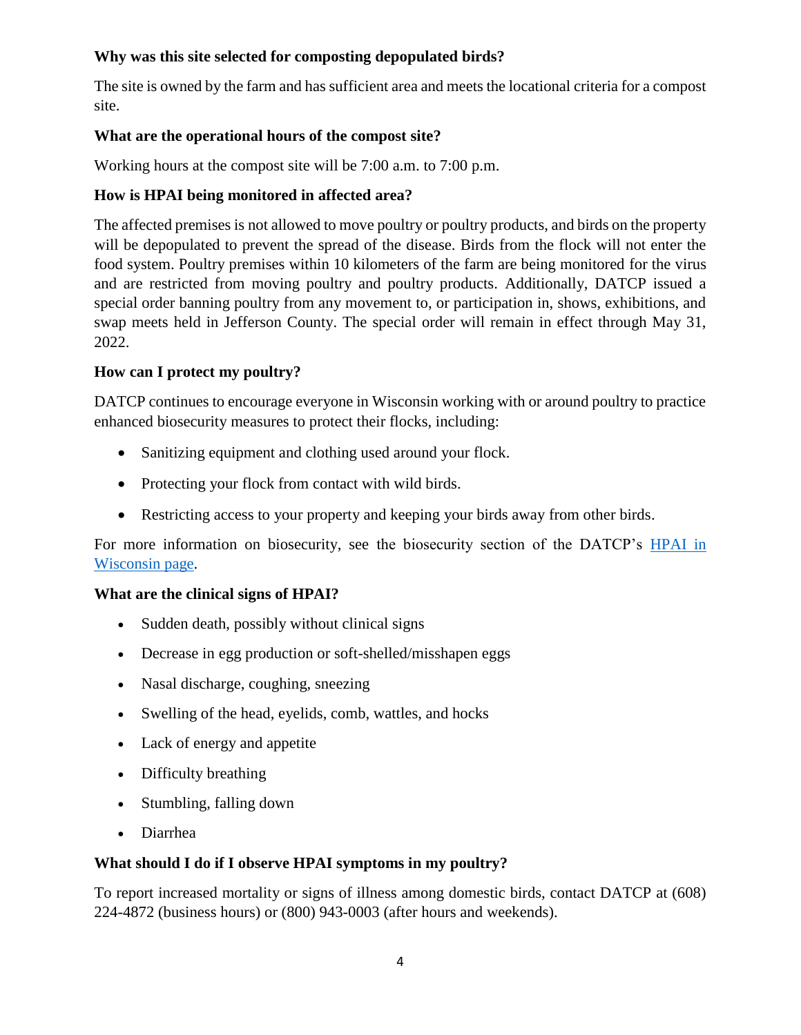**Why was this site selected for composting depopulated birds?**

The site is owned by the farm and has sufficient area and meets the locational criteria for a compost site.

**What are the operational hours of the compost site?**

Working hours at the compost site will be 7:00 a.m. to 7:00 p.m.

**How is HPAI being monitored in affected area?**

The affected premises is not allowed to move poultry or poultry products, and birds on the property will be depopulated to prevent the spread of the disease. Birds from the flock will not enter the food system. Poultry premises within 10 kilometers of the farm are being monitored for the virus and are restricted from moving poultry and poultry products. Additionally, DATCP issued a special order banning poultry from any movement to, or participation in, shows, exhibitions, and swap meets held in Jefferson County. The special order will remain in effect through May 31, 2022.

**How can I protect my poultry?**

DATCP continues to encourage everyone in Wisconsin working with or around poultry to practice enhanced biosecurity measures to protect their flocks, including:

- Sanitizing equipment and clothing used around your flock.
- Protecting your flock from contact with wild birds.
- Restricting access to your property and keeping your birds away from other birds.

For more information on biosecurity, see the biosecurity section of the DATCP's [HPAI in Wisconsin page](HPAI in Wisconsin page).

**What are the clinical signs of HPAI?**

- Sudden death, possibly without clinical signs
- Decrease in egg production or soft-shelled/misshapen eggs
- Nasal discharge, coughing, sneezing
- Swelling of the head, eyelids, comb, wattles, and hocks
- Lack of energy and appetite
- Difficulty breathing
- Stumbling, falling down
- Diarrhea

**What should I do if I observe HPAI symptoms in my poultry?**

To report increased mortality or signs of illness among domestic birds, contact DATCP at (608) 224-4872 (business hours) or (800) 943-0003 (after hours and weekends).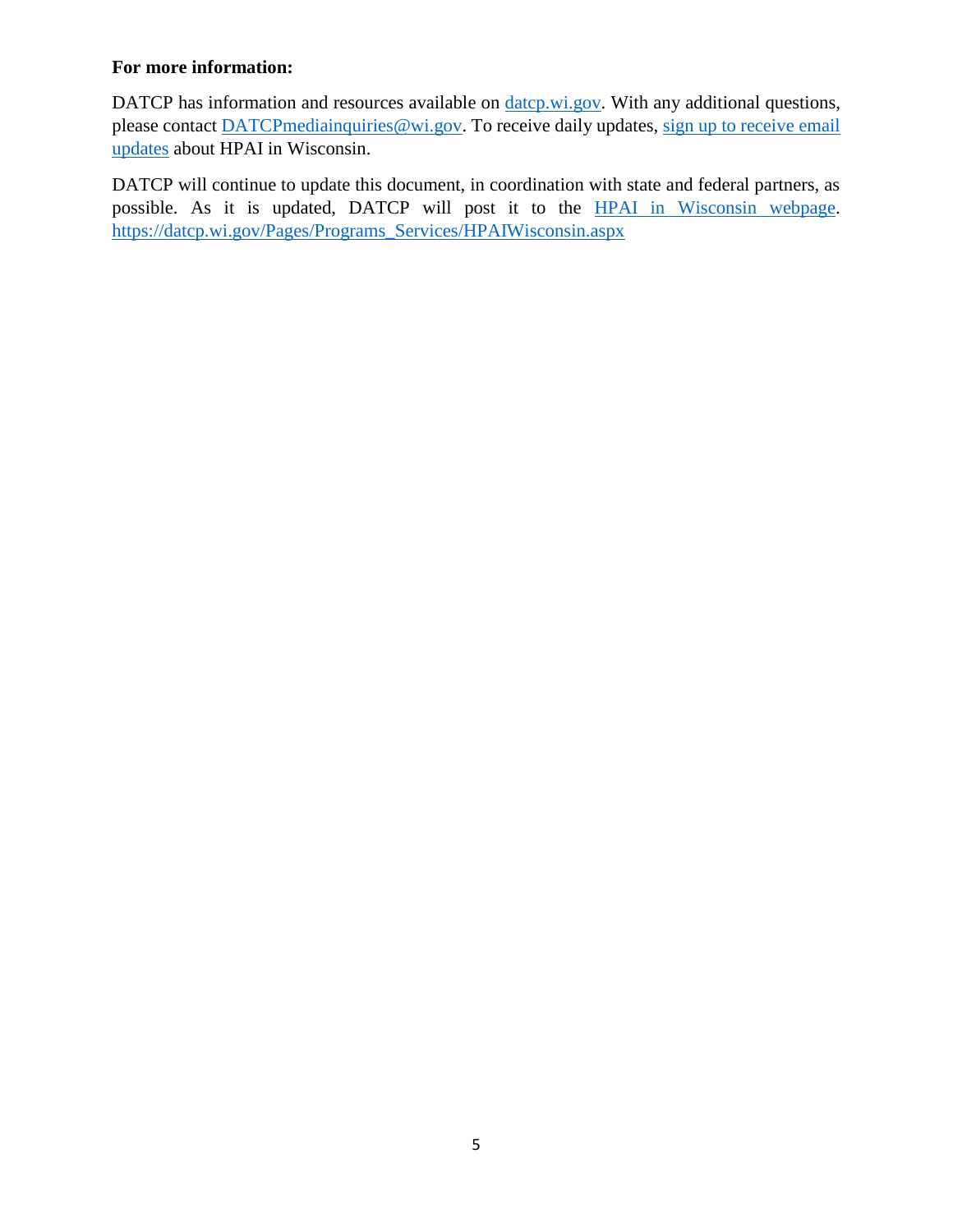**For more information:**

DATCP has information and resources available on datcp.wi.gov. With any additional questions, please contact DATCPmediainquiries@wi.gov. To receive daily updates, sign up to receive email updates about HPAI in Wisconsin.

DATCP will continue to update this document, in coordination with state and federal partners, as possible. As it is updated, DATCP will post it to the HPAI in Wisconsin webpage. https://datcp.wi.gov/Pages/Programs_Services/HPAIWisconsin.aspx